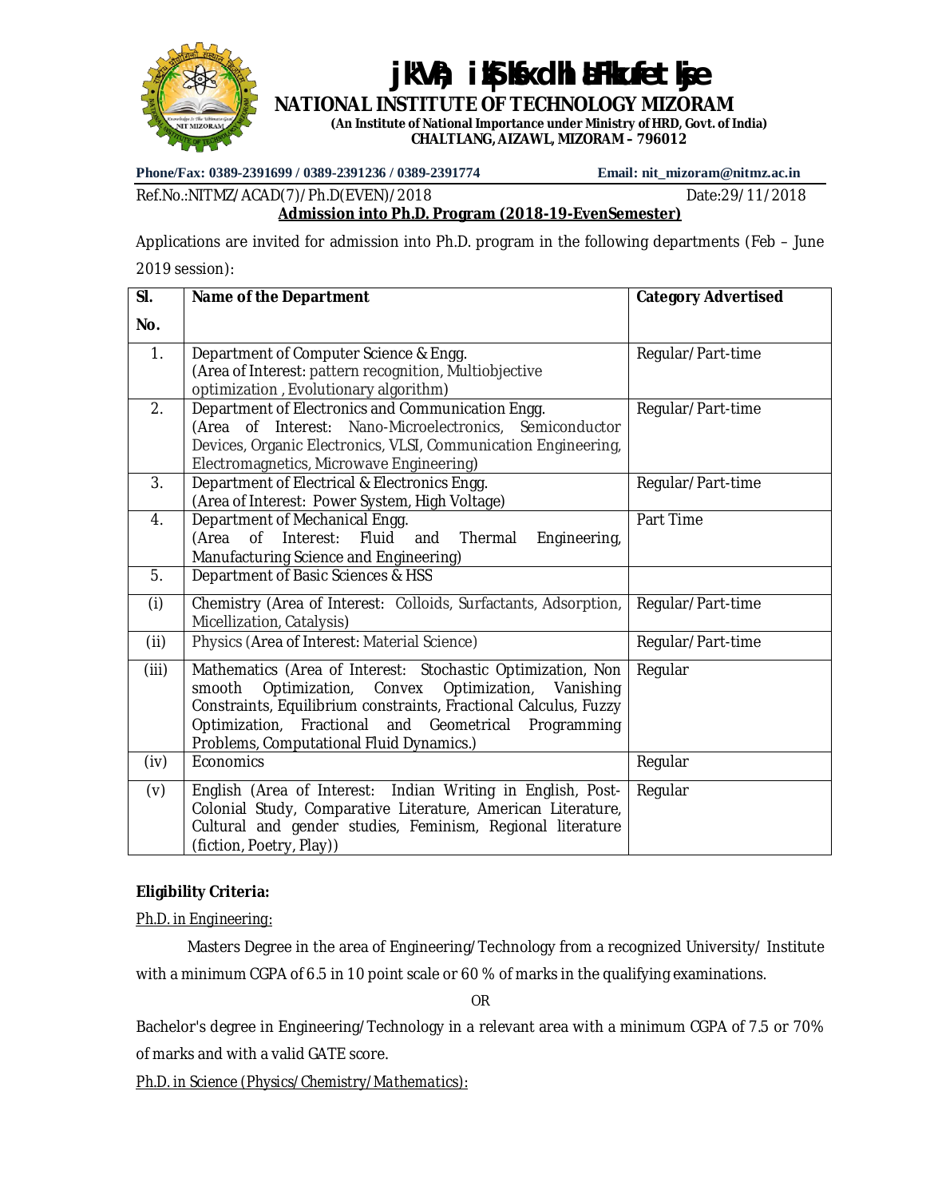# राष्ट्रीय प्रौद्योगिकी संस्थान मिजोरम

## NATIONAL INSTITUTE OF TECHNOLOGY MIZORAM

**(An Institute of National Importance under Ministry of HRD, Govt. of India)**
**CHALTLANG, AIZAWL, MIZORAM – 796012**

**Phone/Fax: 0389-2391699 / 0389-2391236 / 0389-2391774** **Email: nit_mizoram@nitmz.ac.in**

Ref.No.:NITMZ/ACAD(7)/Ph.D(EVEN)/2018 Date:29/11/2018

**Admission into Ph.D. Program (2018-19-EvenSemester)**

Applications are invited for admission into Ph.D. program in the following departments (Feb – June 2019 session):

| Sl. No. | Name of the Department | Category Advertised |
|---|---|---|
| 1. | Department of Computer Science & Engg. (Area of Interest: pattern recognition, Multiobjective optimization , Evolutionary algorithm) | Regular/Part-time |
| 2. | Department of Electronics and Communication Engg. (Area of Interest: Nano-Microelectronics, Semiconductor Devices, Organic Electronics, VLSI, Communication Engineering, Electromagnetics, Microwave Engineering) | Regular/Part-time |
| 3. | Department of Electrical & Electronics Engg. (Area of Interest: Power System, High Voltage) | Regular/Part-time |
| 4. | Department of Mechanical Engg. (Area of Interest: Fluid and Thermal Engineering, Manufacturing Science and Engineering) | Part Time |
| 5. | Department of Basic Sciences & HSS | |
| (i) | Chemistry (Area of Interest: Colloids, Surfactants, Adsorption, Micellization, Catalysis) | Regular/Part-time |
| (ii) | Physics (Area of Interest: Material Science) | Regular/Part-time |
| (iii) | Mathematics (Area of Interest: Stochastic Optimization, Non smooth Optimization, Convex Optimization, Vanishing Constraints, Equilibrium constraints, Fractional Calculus, Fuzzy Optimization, Fractional and Geometrical Programming Problems, Computational Fluid Dynamics.) | Regular |
| (iv) | Economics | Regular |
| (v) | English (Area of Interest: Indian Writing in English, Post-Colonial Study, Comparative Literature, American Literature, Cultural and gender studies, Feminism, Regional literature (fiction, Poetry, Play)) | Regular |

**Eligibility Criteria:**

Ph.D. in Engineering:

Masters Degree in the area of Engineering/Technology from a recognized University/ Institute with a minimum CGPA of 6.5 in 10 point scale or 60 % of marks in the qualifying examinations.

OR

Bachelor's degree in Engineering/Technology in a relevant area with a minimum CGPA of 7.5 or 70% of marks and with a valid GATE score.

*Ph.D. in Science (Physics/Chemistry/Mathematics):*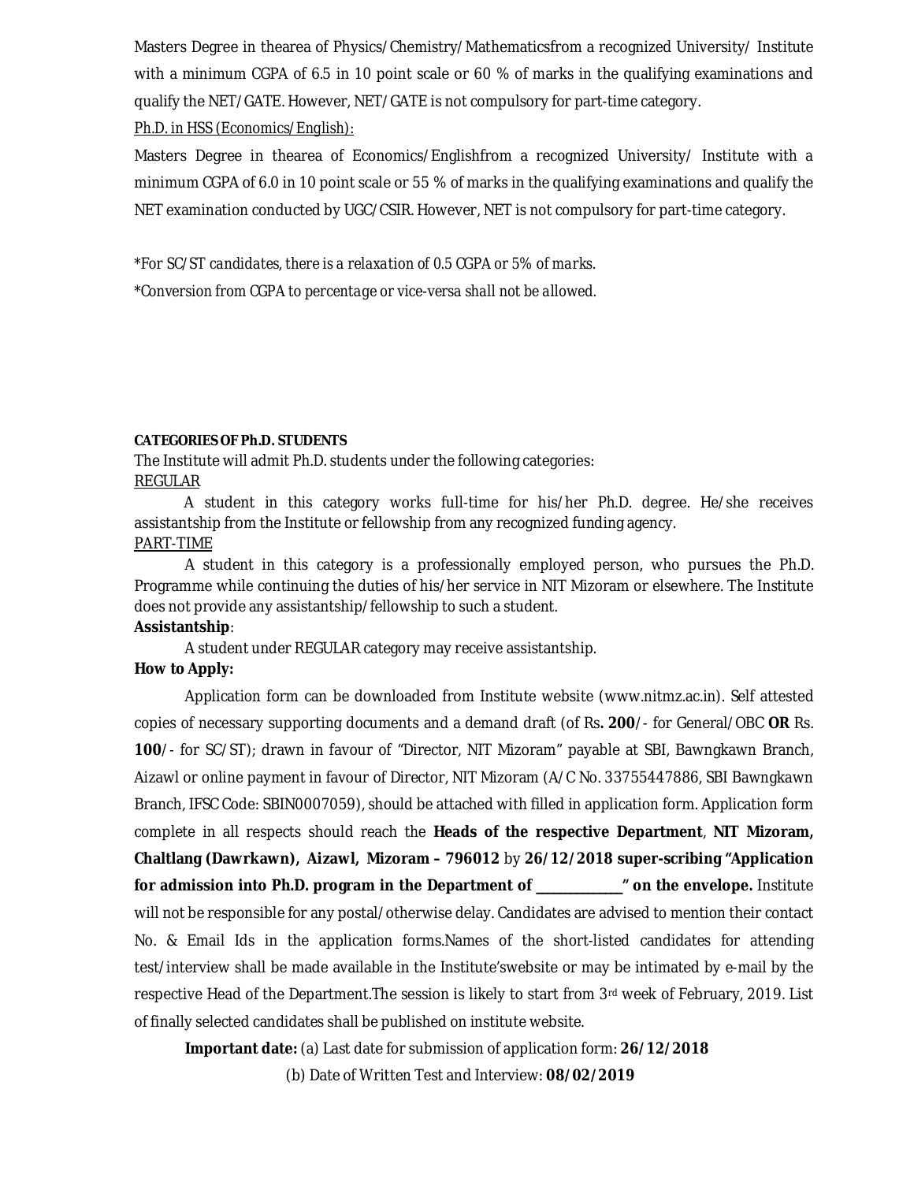Masters Degree in thearea of Physics/Chemistry/Mathematicsfrom a recognized University/ Institute with a minimum CGPA of 6.5 in 10 point scale or 60 % of marks in the qualifying examinations and qualify the NET/GATE. However, NET/GATE is not compulsory for part-time category.

<u>Ph.D. in HSS (Economics/English):</u>

Masters Degree in thearea of Economics/Englishfrom a recognized University/ Institute with a minimum CGPA of 6.0 in 10 point scale or 55 % of marks in the qualifying examinations and qualify the NET examination conducted by UGC/CSIR. However, NET is not compulsory for part-time category.

*\*For SC/ST candidates, there is a relaxation of 0.5 CGPA or 5% of marks.*

*\*Conversion from CGPA to percentage or vice-versa shall not be allowed.*

**CATEGORIES OF Ph.D. STUDENTS**

The Institute will admit Ph.D. students under the following categories:

<u>REGULAR</u>

A student in this category works full-time for his/her Ph.D. degree. He/she receives assistantship from the Institute or fellowship from any recognized funding agency.

<u>PART-TIME</u>

A student in this category is a professionally employed person, who pursues the Ph.D. Programme while continuing the duties of his/her service in NIT Mizoram or elsewhere. The Institute does not provide any assistantship/fellowship to such a student.

**Assistantship**:

A student under REGULAR category may receive assistantship.

**How to Apply:**

Application form can be downloaded from Institute website (www.nitmz.ac.in). Self attested copies of necessary supporting documents and a demand draft (of Rs**. 200**/- for General/OBC **OR** Rs. **100**/- for SC/ST); drawn in favour of "Director, NIT Mizoram" payable at SBI, Bawngkawn Branch, Aizawl or online payment in favour of Director, NIT Mizoram (A/C No. 33755447886, SBI Bawngkawn Branch, IFSC Code: SBIN0007059), should be attached with filled in application form. Application form complete in all respects should reach the **Heads of the respective Department**, **NIT Mizoram, Chaltlang (Dawrkawn), Aizawl, Mizoram – 796012** by **26/12/2018 super-scribing "Application for admission into Ph.D. program in the Department of \_\_\_\_\_\_\_\_\_\_\_\_" on the envelope.** Institute will not be responsible for any postal/otherwise delay. Candidates are advised to mention their contact No. & Email Ids in the application forms.Names of the short-listed candidates for attending test/interview shall be made available in the Institute'swebsite or may be intimated by e-mail by the respective Head of the Department.The session is likely to start from 3rd week of February, 2019. List of finally selected candidates shall be published on institute website.

**Important date:** (a) Last date for submission of application form: **26/12/2018**

(b) Date of Written Test and Interview: **08/02/2019**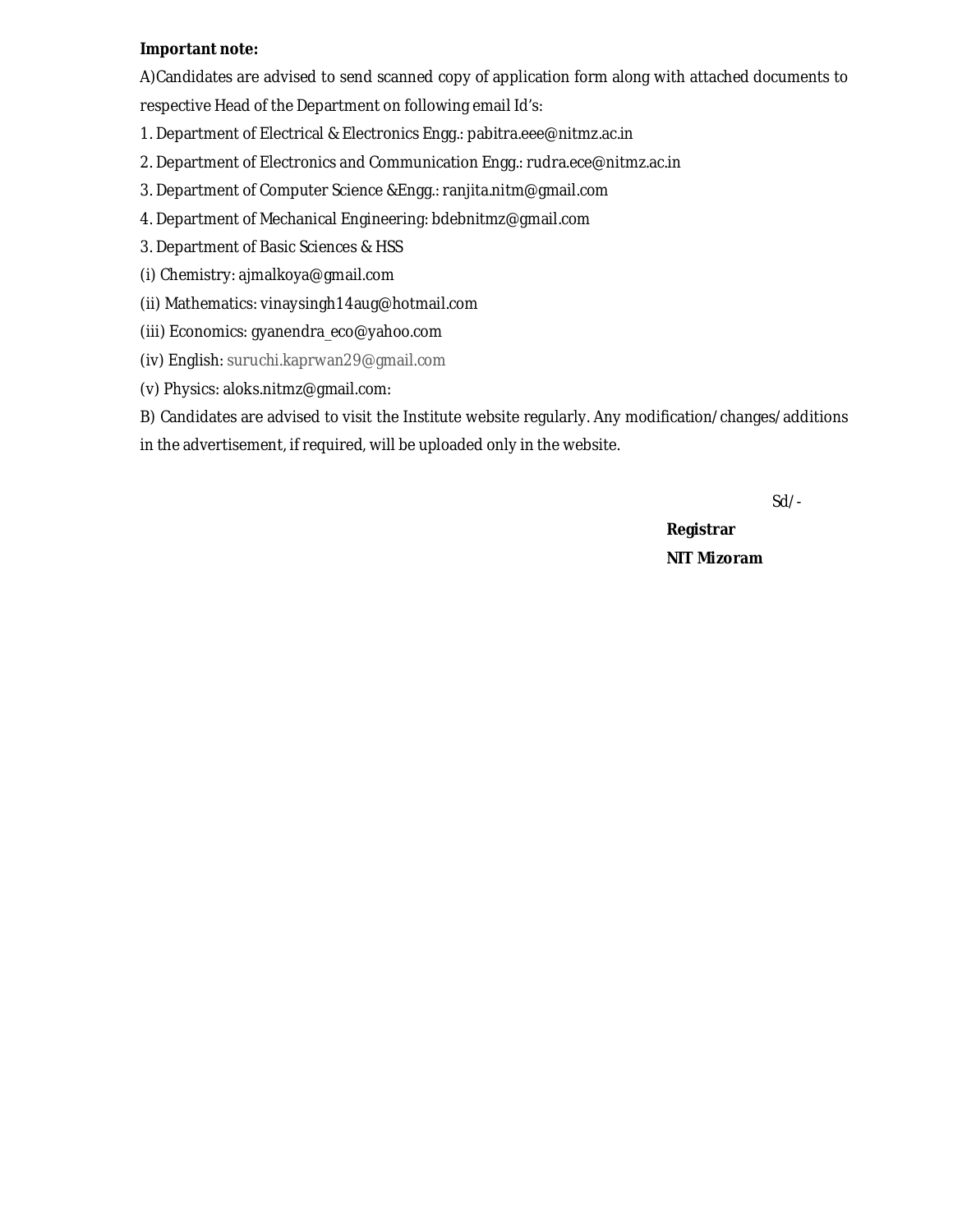**Important note:**

A)Candidates are advised to send scanned copy of application form along with attached documents to respective Head of the Department on following email Id's:

1. Department of Electrical & Electronics Engg.: pabitra.eee@nitmz.ac.in
2. Department of Electronics and Communication Engg.: rudra.ece@nitmz.ac.in
3. Department of Computer Science &Engg.: ranjita.nitm@gmail.com
4. Department of Mechanical Engineering: bdebnitmz@gmail.com

3. Department of Basic Sciences & HSS

(i) Chemistry: ajmalkoya@gmail.com

(ii) Mathematics: vinaysingh14aug@hotmail.com

(iii) Economics: gyanendra_eco@yahoo.com

(iv) English: suruchi.kaprwan29@gmail.com

(v) Physics: aloks.nitmz@gmail.com:

B) Candidates are advised to visit the Institute website regularly. Any modification/changes/additions in the advertisement, if required, will be uploaded only in the website.

Sd/-

**Registrar**

**NIT Mizoram**